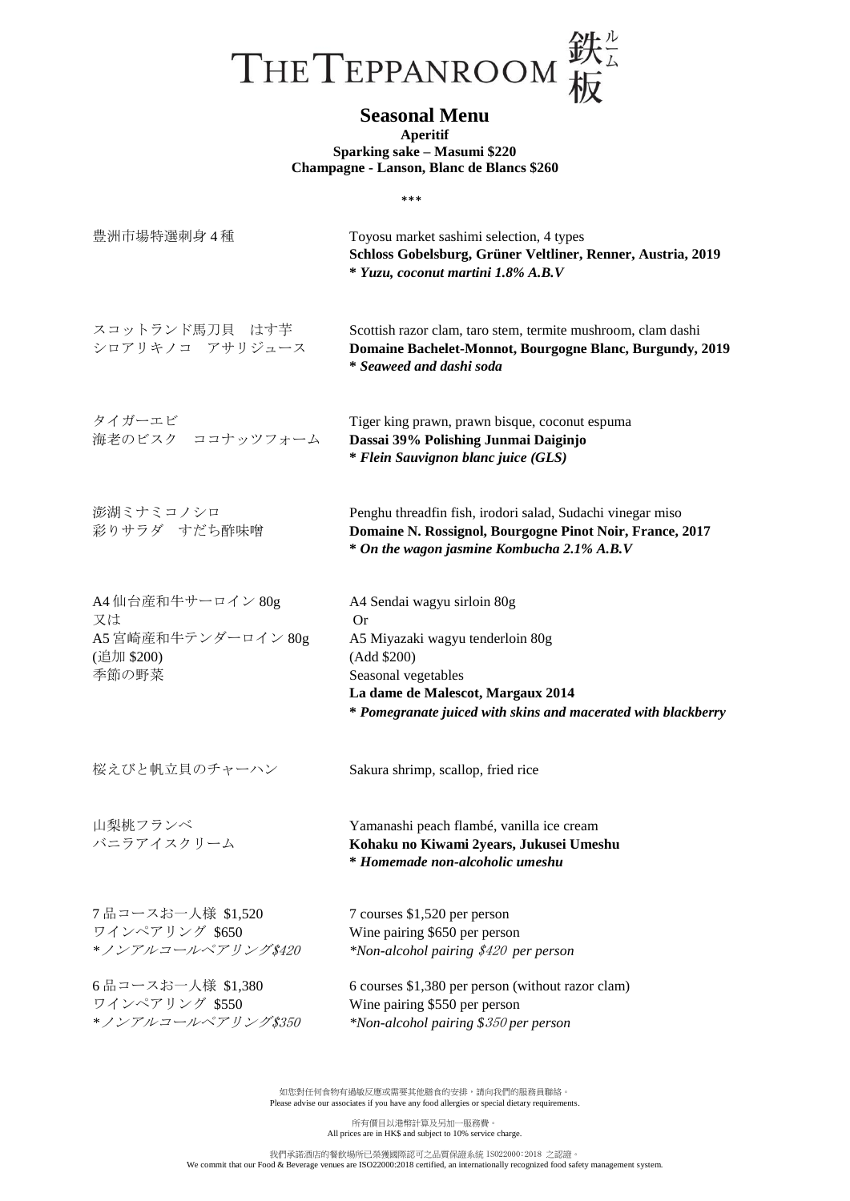# THE TEPPANROOM 鉄板ルーム

## Seasonal Menu

**Aperitif**
**Sparking sake – Masumi $220**
**Champagne - Lanson, Blanc de Blancs $260**

\*\*\*

豊洲市場特選刺身 4 種

Toyosu market sashimi selection, 4 types
**Schloss Gobelsburg, Grüner Veltliner, Renner, Austria, 2019**
***\* Yuzu, coconut martini 1.8% A.B.V***

スコットランド馬刀貝　はす芋
シロアリキノコ　アサリジュース

Scottish razor clam, taro stem, termite mushroom, clam dashi
**Domaine Bachelet-Monnot, Bourgogne Blanc, Burgundy, 2019**
***\* Seaweed and dashi soda***

タイガーエビ
海老のビスク　ココナッツフォーム

Tiger king prawn, prawn bisque, coconut espuma
**Dassai 39% Polishing Junmai Daiginjo**
***\* Flein Sauvignon blanc juice (GLS)***

澎湖ミナミコノシロ
彩りサラダ　すだち酢味噌

Penghu threadfin fish, irodori salad, Sudachi vinegar miso
**Domaine N. Rossignol, Bourgogne Pinot Noir, France, 2017**
***\* On the wagon jasmine Kombucha 2.1% A.B.V***

A4 仙台産和牛サーロイン 80g
又は
A5 宮崎産和牛テンダーロイン 80g
(追加 $200)
季節の野菜

A4 Sendai wagyu sirloin 80g
Or
A5 Miyazaki wagyu tenderloin 80g
(Add $200)
Seasonal vegetables
**La dame de Malescot, Margaux 2014**
***\* Pomegranate juiced with skins and macerated with blackberry***

桜えびと帆立貝のチャーハン

Sakura shrimp, scallop, fried rice

山梨桃フランベ
バニラアイスクリーム

Yamanashi peach flambé, vanilla ice cream
**Kohaku no Kiwami 2years, Jukusei Umeshu**
***\* Homemade non-alcoholic umeshu***

7 品コースお一人様 $1,520
ワインペアリング $650
*\*ノンアルコールペアリング$420*

7 courses $1,520 per person
Wine pairing $650 per person
*\*Non-alcohol pairing $420 per person*

6 品コースお一人様 $1,380
ワインペアリング $550
*\*ノンアルコールペアリング$350*

6 courses $1,380 per person (without razor clam)
Wine pairing $550 per person
*\*Non-alcohol pairing $350 per person*

如您對任何食物有過敏反應或需要其他膳食的安排，請向我們的服務員聯絡。
Please advise our associates if you have any food allergies or special dietary requirements.

所有價目以港幣計算及另加一服務費。
All prices are in HK$ and subject to 10% service charge.

我們承諾酒店的餐飲場所已榮獲國際認可之品質保證系統 ISO22000:2018 之認證。
We commit that our Food & Beverage venues are ISO22000:2018 certified, an internationally recognized food safety management system.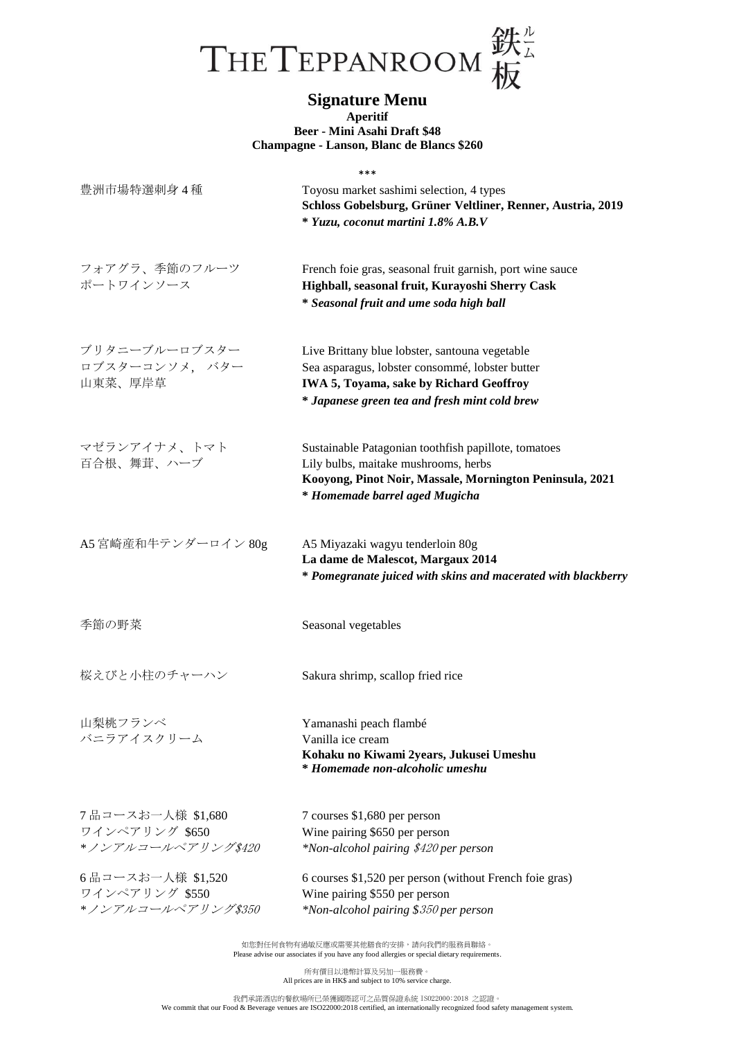# THE TEPPANROOM 鉄板ルーム

## Signature Menu

**Aperitif**
**Beer - Mini Asahi Draft $48**
**Champagne - Lanson, Blanc de Blancs $260**

\*\*\*

豊洲市場特選刺身 4 種

Toyosu market sashimi selection, 4 types
**Schloss Gobelsburg, Grüner Veltliner, Renner, Austria, 2019**
***\* Yuzu, coconut martini 1.8% A.B.V***

フォアグラ、季節のフルーツ
ポートワインソース

French foie gras, seasonal fruit garnish, port wine sauce
**Highball, seasonal fruit, Kurayoshi Sherry Cask**
***\* Seasonal fruit and ume soda high ball***

ブリタニーブルーロブスター
ロブスターコンソメ, バター
山東菜、厚岸草

Live Brittany blue lobster, santouna vegetable
Sea asparagus, lobster consommé, lobster butter
**IWA 5, Toyama, sake by Richard Geoffroy**
***\* Japanese green tea and fresh mint cold brew***

マゼランアイナメ、トマト
百合根、舞茸、ハーブ

Sustainable Patagonian toothfish papillote, tomatoes
Lily bulbs, maitake mushrooms, herbs
**Kooyong, Pinot Noir, Massale, Mornington Peninsula, 2021**
***\* Homemade barrel aged Mugicha***

A5 宮崎産和牛テンダーロイン 80g

A5 Miyazaki wagyu tenderloin 80g
**La dame de Malescot, Margaux 2014**
***\* Pomegranate juiced with skins and macerated with blackberry***

季節の野菜

Seasonal vegetables

桜えびと小柱のチャーハン

Sakura shrimp, scallop fried rice

山梨桃フランベ
バニラアイスクリーム

Yamanashi peach flambé
Vanilla ice cream
**Kohaku no Kiwami 2years, Jukusei Umeshu**
***\* Homemade non-alcoholic umeshu***

7 品コースお一人様 $1,680
ワインペアリング $650
*\*ノンアルコールペアリング$420*

7 courses $1,680 per person
Wine pairing $650 per person
*\*Non-alcohol pairing $420 per person*

6 品コースお一人様 $1,520
ワインペアリング $550
*\*ノンアルコールペアリング$350*

6 courses $1,520 per person (without French foie gras)
Wine pairing $550 per person
*\*Non-alcohol pairing $350 per person*

如您對任何食物有過敏反應或需要其他膳食的安排，請向我們的服務員聯絡。
Please advise our associates if you have any food allergies or special dietary requirements.

所有價目以港幣計算及另加一服務費。
All prices are in HK$ and subject to 10% service charge.

我們承諾酒店的餐飲場所已榮獲國際認可之品質保證系統 ISO22000：2018 之認證。
We commit that our Food & Beverage venues are ISO22000:2018 certified, an internationally recognized food safety management system.